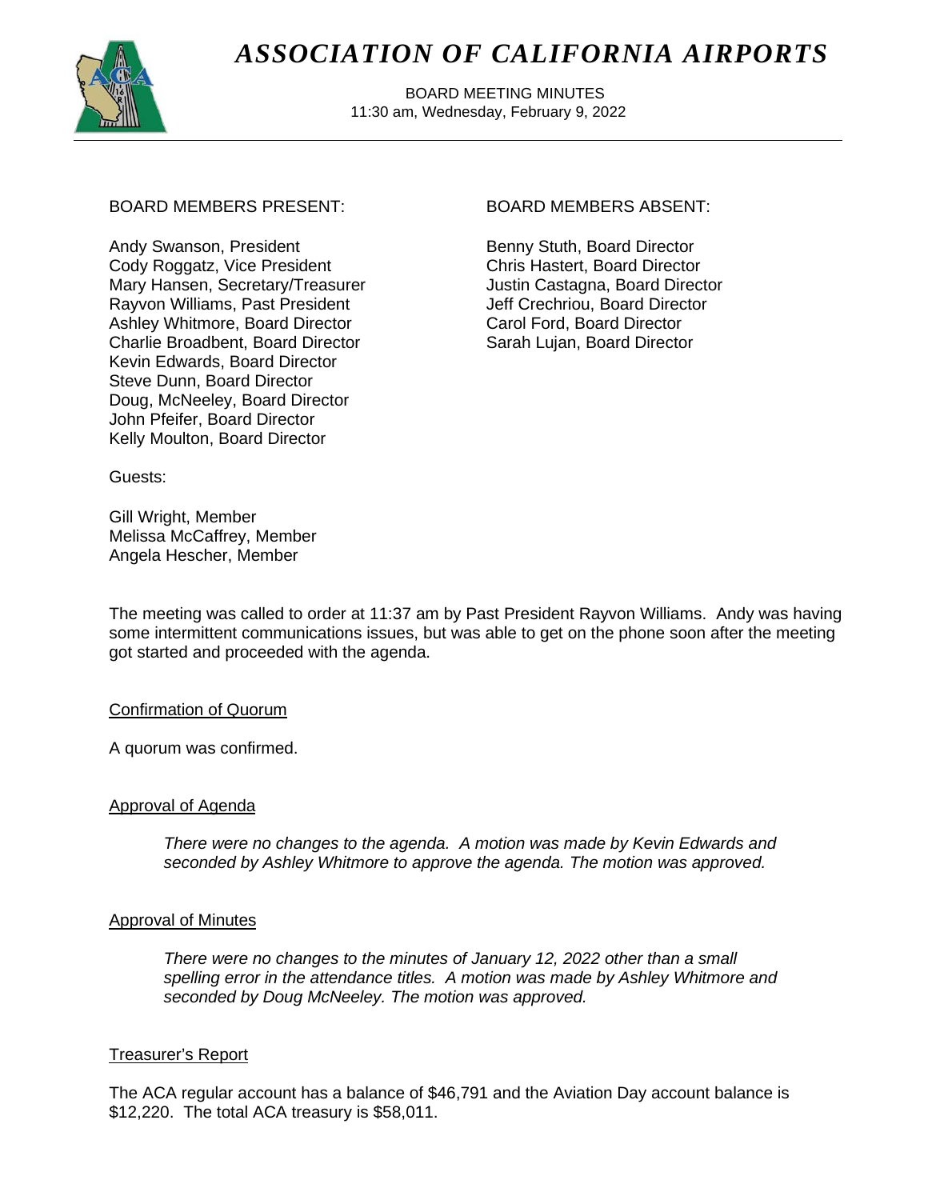# ASSOCIATION OF CALIFORNIA AIRPORTS

BOARD MEETING MINUTES
11:30 am, Wednesday, February 9, 2022

---

BOARD MEMBERS PRESENT:

Andy Swanson, President
Cody Roggatz, Vice President
Mary Hansen, Secretary/Treasurer
Rayvon Williams, Past President
Ashley Whitmore, Board Director
Charlie Broadbent, Board Director
Kevin Edwards, Board Director
Steve Dunn, Board Director
Doug, McNeeley, Board Director
John Pfeifer, Board Director
Kelly Moulton, Board Director

BOARD MEMBERS ABSENT:

Benny Stuth, Board Director
Chris Hastert, Board Director
Justin Castagna, Board Director
Jeff Crechriou, Board Director
Carol Ford, Board Director
Sarah Lujan, Board Director

Guests:

Gill Wright, Member
Melissa McCaffrey, Member
Angela Hescher, Member

The meeting was called to order at 11:37 am by Past President Rayvon Williams. Andy was having some intermittent communications issues, but was able to get on the phone soon after the meeting got started and proceeded with the agenda.

Confirmation of Quorum

A quorum was confirmed.

Approval of Agenda

> *There were no changes to the agenda. A motion was made by Kevin Edwards and seconded by Ashley Whitmore to approve the agenda. The motion was approved.*

Approval of Minutes

> *There were no changes to the minutes of January 12, 2022 other than a small spelling error in the attendance titles. A motion was made by Ashley Whitmore and seconded by Doug McNeeley. The motion was approved.*

Treasurer's Report

The ACA regular account has a balance of $46,791 and the Aviation Day account balance is $12,220. The total ACA treasury is $58,011.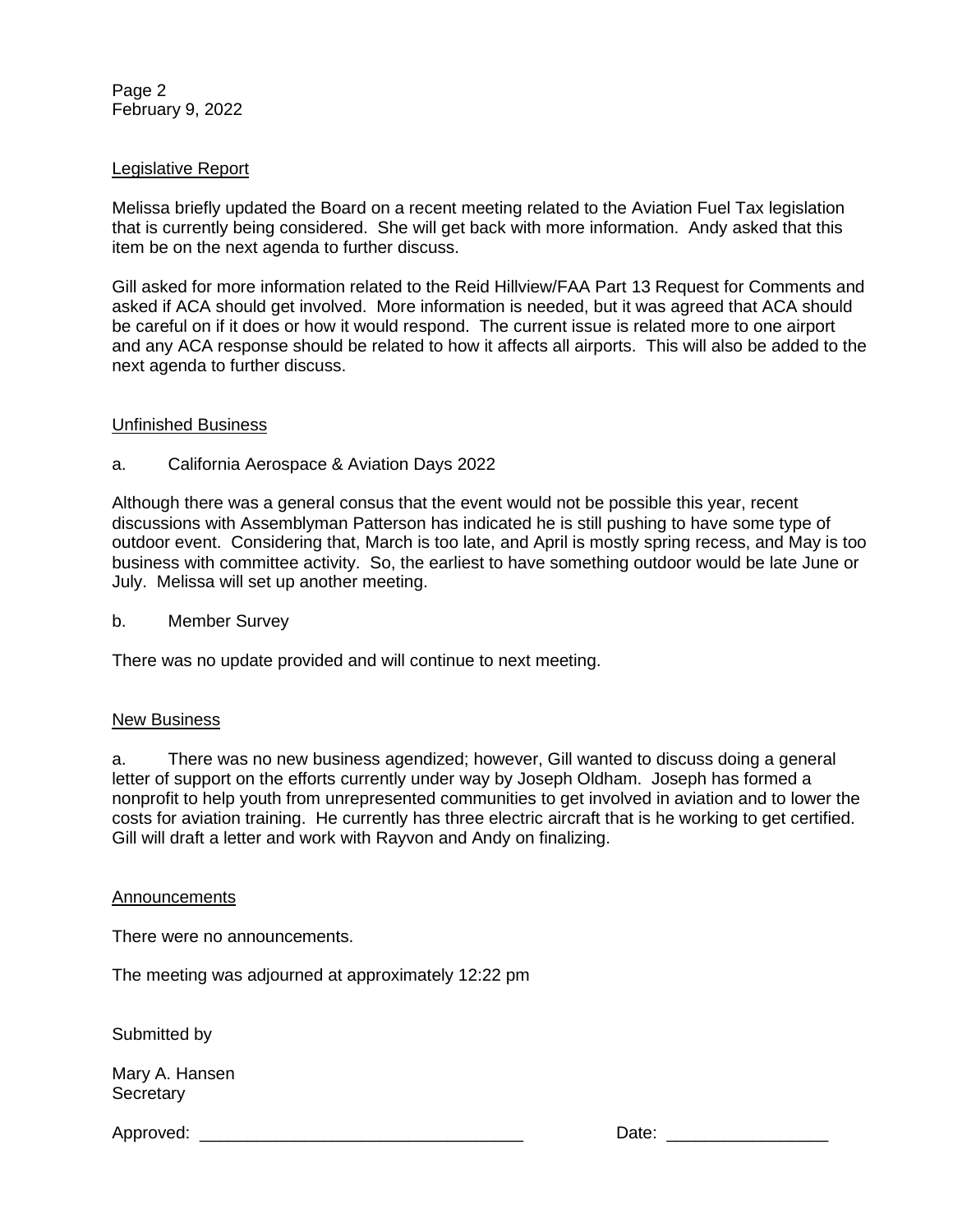## Legislative Report

Melissa briefly updated the Board on a recent meeting related to the Aviation Fuel Tax legislation that is currently being considered. She will get back with more information. Andy asked that this item be on the next agenda to further discuss.

Gill asked for more information related to the Reid Hillview/FAA Part 13 Request for Comments and asked if ACA should get involved. More information is needed, but it was agreed that ACA should be careful on if it does or how it would respond. The current issue is related more to one airport and any ACA response should be related to how it affects all airports. This will also be added to the next agenda to further discuss.

## Unfinished Business

a. California Aerospace & Aviation Days 2022

Although there was a general consus that the event would not be possible this year, recent discussions with Assemblyman Patterson has indicated he is still pushing to have some type of outdoor event. Considering that, March is too late, and April is mostly spring recess, and May is too business with committee activity. So, the earliest to have something outdoor would be late June or July. Melissa will set up another meeting.

b. Member Survey

There was no update provided and will continue to next meeting.

## New Business

a. There was no new business agendized; however, Gill wanted to discuss doing a general letter of support on the efforts currently under way by Joseph Oldham. Joseph has formed a nonprofit to help youth from unrepresented communities to get involved in aviation and to lower the costs for aviation training. He currently has three electric aircraft that is he working to get certified. Gill will draft a letter and work with Rayvon and Andy on finalizing.

## Announcements

There were no announcements.

The meeting was adjourned at approximately 12:22 pm

Submitted by

Mary A. Hansen
Secretary

Approved: ________________________________ Date: ________________